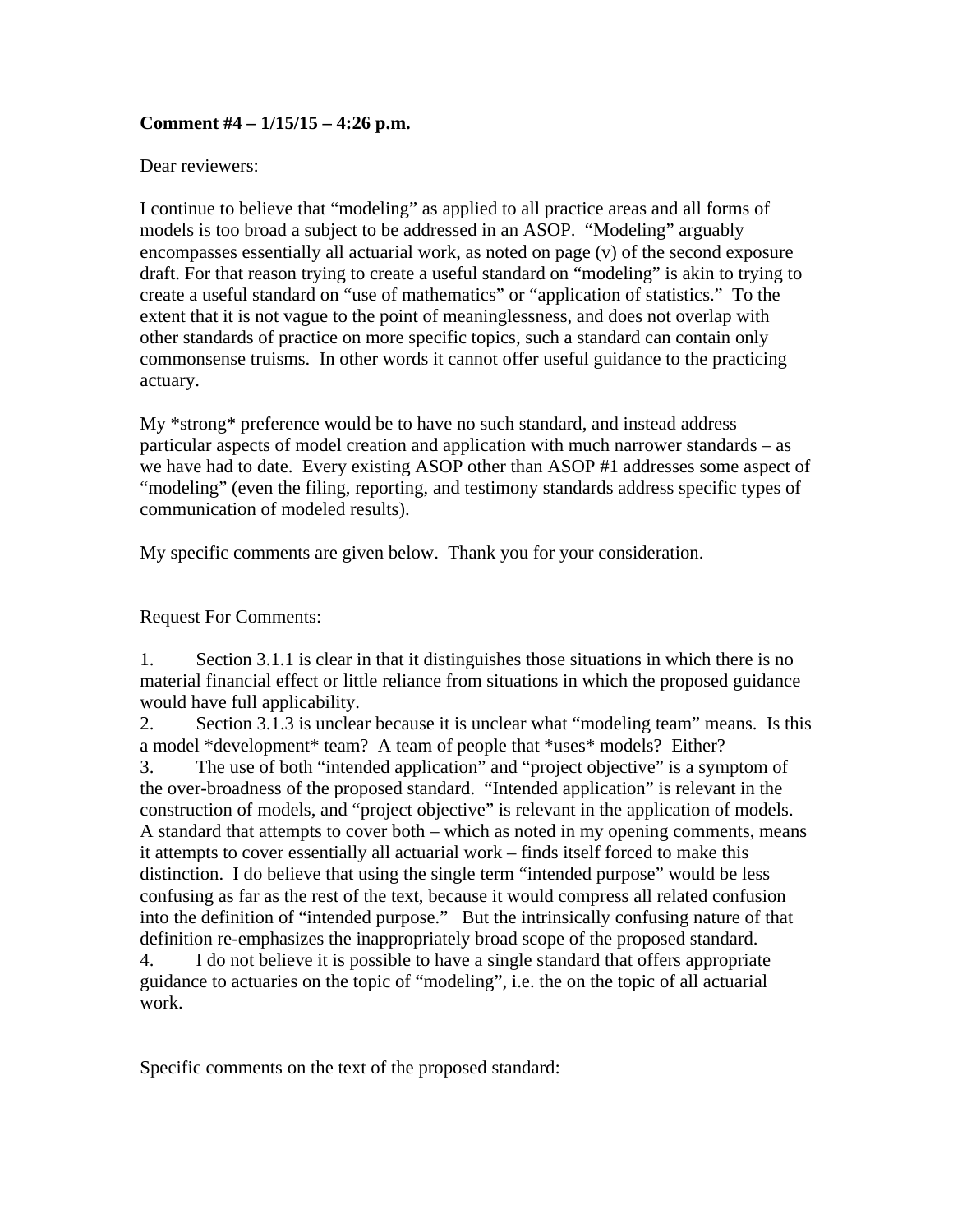**Comment #4 – 1/15/15 – 4:26 p.m.**

Dear reviewers:

I continue to believe that "modeling" as applied to all practice areas and all forms of models is too broad a subject to be addressed in an ASOP. "Modeling" arguably encompasses essentially all actuarial work, as noted on page (v) of the second exposure draft. For that reason trying to create a useful standard on "modeling" is akin to trying to create a useful standard on "use of mathematics" or "application of statistics." To the extent that it is not vague to the point of meaninglessness, and does not overlap with other standards of practice on more specific topics, such a standard can contain only commonsense truisms. In other words it cannot offer useful guidance to the practicing actuary.

My *strong* preference would be to have no such standard, and instead address particular aspects of model creation and application with much narrower standards – as we have had to date. Every existing ASOP other than ASOP #1 addresses some aspect of "modeling" (even the filing, reporting, and testimony standards address specific types of communication of modeled results).

My specific comments are given below. Thank you for your consideration.

Request For Comments:

1. Section 3.1.1 is clear in that it distinguishes those situations in which there is no material financial effect or little reliance from situations in which the proposed guidance would have full applicability.
2. Section 3.1.3 is unclear because it is unclear what "modeling team" means. Is this a model *development* team? A team of people that *uses* models? Either?
3. The use of both "intended application" and "project objective" is a symptom of the over-broadness of the proposed standard. "Intended application" is relevant in the construction of models, and "project objective" is relevant in the application of models. A standard that attempts to cover both – which as noted in my opening comments, means it attempts to cover essentially all actuarial work – finds itself forced to make this distinction. I do believe that using the single term "intended purpose" would be less confusing as far as the rest of the text, because it would compress all related confusion into the definition of "intended purpose." But the intrinsically confusing nature of that definition re-emphasizes the inappropriately broad scope of the proposed standard.
4. I do not believe it is possible to have a single standard that offers appropriate guidance to actuaries on the topic of "modeling", i.e. the on the topic of all actuarial work.

Specific comments on the text of the proposed standard: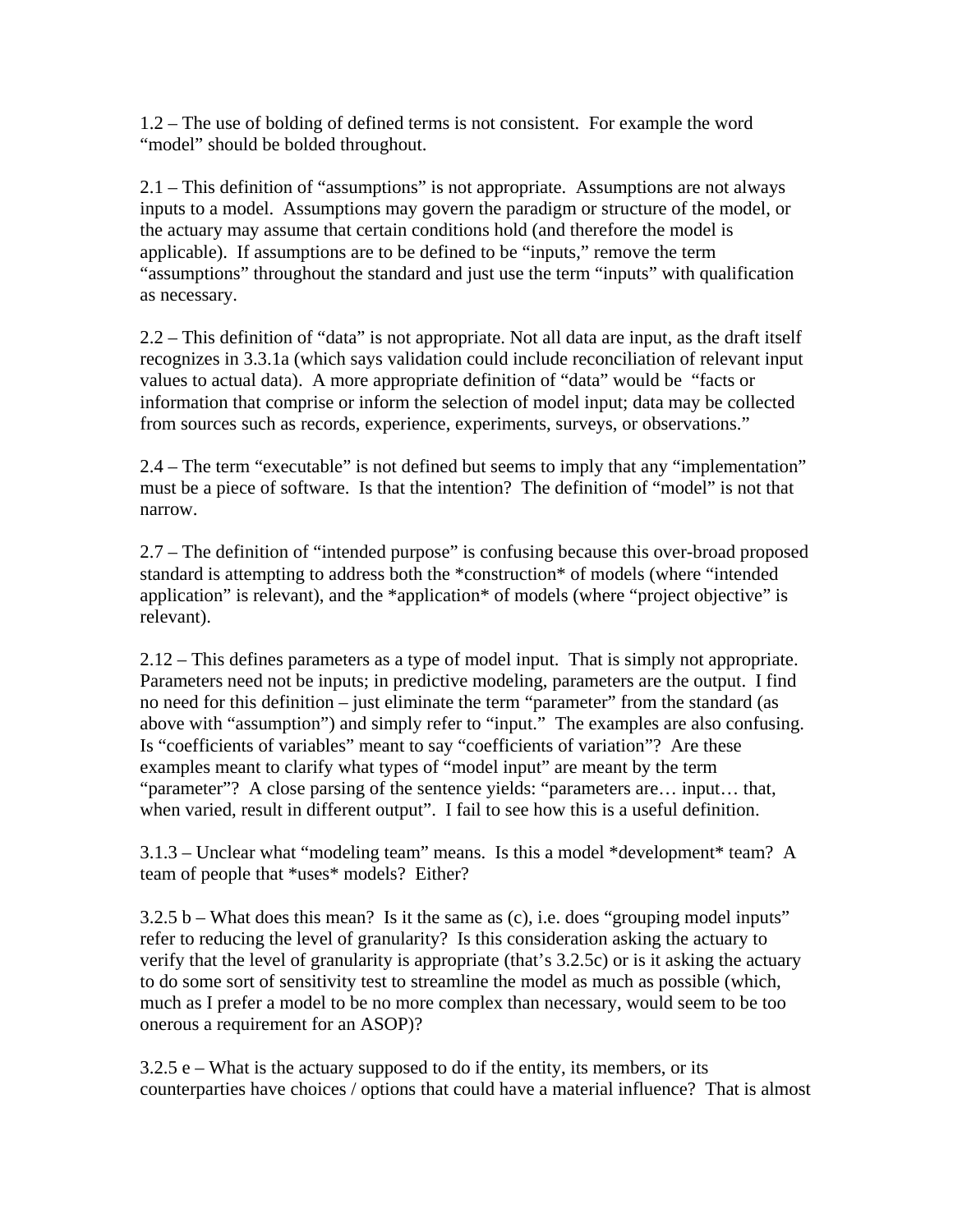1.2 – The use of bolding of defined terms is not consistent. For example the word "model" should be bolded throughout.

2.1 – This definition of "assumptions" is not appropriate. Assumptions are not always inputs to a model. Assumptions may govern the paradigm or structure of the model, or the actuary may assume that certain conditions hold (and therefore the model is applicable). If assumptions are to be defined to be "inputs," remove the term "assumptions" throughout the standard and just use the term "inputs" with qualification as necessary.

2.2 – This definition of "data" is not appropriate. Not all data are input, as the draft itself recognizes in 3.3.1a (which says validation could include reconciliation of relevant input values to actual data). A more appropriate definition of "data" would be "facts or information that comprise or inform the selection of model input; data may be collected from sources such as records, experience, experiments, surveys, or observations."

2.4 – The term "executable" is not defined but seems to imply that any "implementation" must be a piece of software. Is that the intention? The definition of "model" is not that narrow.

2.7 – The definition of "intended purpose" is confusing because this over-broad proposed standard is attempting to address both the *construction* of models (where "intended application" is relevant), and the *application* of models (where "project objective" is relevant).

2.12 – This defines parameters as a type of model input. That is simply not appropriate. Parameters need not be inputs; in predictive modeling, parameters are the output. I find no need for this definition – just eliminate the term "parameter" from the standard (as above with "assumption") and simply refer to "input." The examples are also confusing. Is "coefficients of variables" meant to say "coefficients of variation"? Are these examples meant to clarify what types of "model input" are meant by the term "parameter"? A close parsing of the sentence yields: "parameters are… input… that, when varied, result in different output". I fail to see how this is a useful definition.

3.1.3 – Unclear what "modeling team" means. Is this a model *development* team? A team of people that *uses* models? Either?

3.2.5 b – What does this mean? Is it the same as (c), i.e. does "grouping model inputs" refer to reducing the level of granularity? Is this consideration asking the actuary to verify that the level of granularity is appropriate (that's 3.2.5c) or is it asking the actuary to do some sort of sensitivity test to streamline the model as much as possible (which, much as I prefer a model to be no more complex than necessary, would seem to be too onerous a requirement for an ASOP)?

3.2.5 e – What is the actuary supposed to do if the entity, its members, or its counterparties have choices / options that could have a material influence? That is almost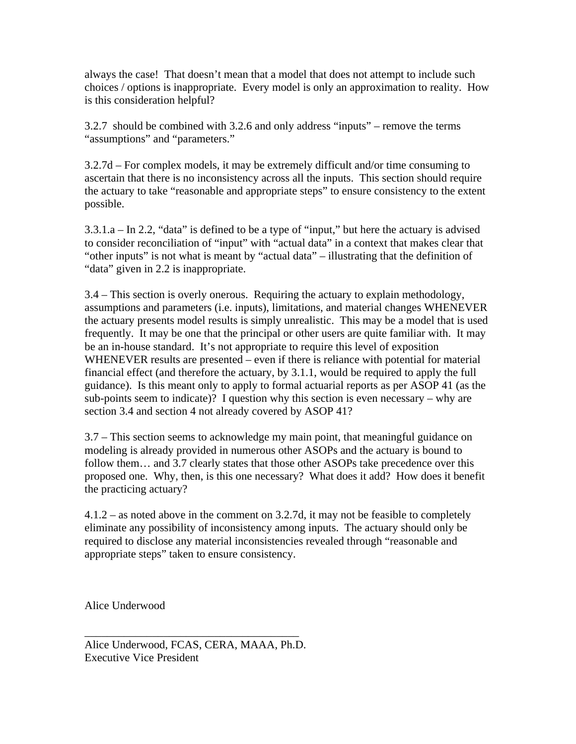always the case! That doesn't mean that a model that does not attempt to include such choices / options is inappropriate. Every model is only an approximation to reality. How is this consideration helpful?

3.2.7 should be combined with 3.2.6 and only address "inputs" – remove the terms "assumptions" and "parameters."

3.2.7d – For complex models, it may be extremely difficult and/or time consuming to ascertain that there is no inconsistency across all the inputs. This section should require the actuary to take "reasonable and appropriate steps" to ensure consistency to the extent possible.

3.3.1.a – In 2.2, "data" is defined to be a type of "input," but here the actuary is advised to consider reconciliation of "input" with "actual data" in a context that makes clear that "other inputs" is not what is meant by "actual data" – illustrating that the definition of "data" given in 2.2 is inappropriate.

3.4 – This section is overly onerous. Requiring the actuary to explain methodology, assumptions and parameters (i.e. inputs), limitations, and material changes WHENEVER the actuary presents model results is simply unrealistic. This may be a model that is used frequently. It may be one that the principal or other users are quite familiar with. It may be an in-house standard. It's not appropriate to require this level of exposition WHENEVER results are presented – even if there is reliance with potential for material financial effect (and therefore the actuary, by 3.1.1, would be required to apply the full guidance). Is this meant only to apply to formal actuarial reports as per ASOP 41 (as the sub-points seem to indicate)? I question why this section is even necessary – why are section 3.4 and section 4 not already covered by ASOP 41?

3.7 – This section seems to acknowledge my main point, that meaningful guidance on modeling is already provided in numerous other ASOPs and the actuary is bound to follow them… and 3.7 clearly states that those other ASOPs take precedence over this proposed one. Why, then, is this one necessary? What does it add? How does it benefit the practicing actuary?

4.1.2 – as noted above in the comment on 3.2.7d, it may not be feasible to completely eliminate any possibility of inconsistency among inputs. The actuary should only be required to disclose any material inconsistencies revealed through "reasonable and appropriate steps" taken to ensure consistency.

Alice Underwood

\_\_\_\_\_\_\_\_\_\_\_\_\_\_\_\_\_\_\_\_\_\_\_\_\_\_\_\_\_\_\_\_\_\_\_\_\_\_\_\_

Alice Underwood, FCAS, CERA, MAAA, Ph.D.
Executive Vice President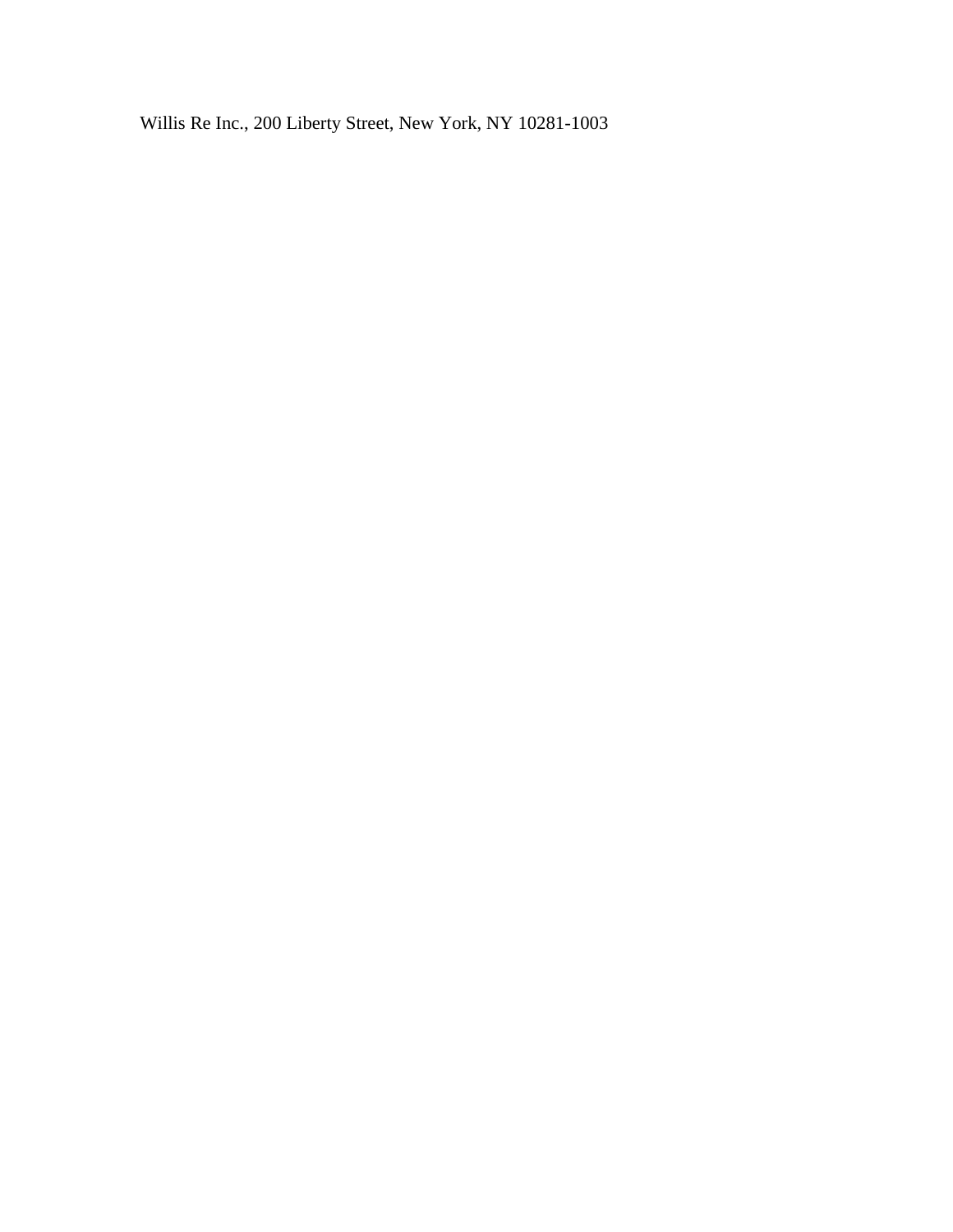Willis Re Inc., 200 Liberty Street, New York, NY 10281-1003